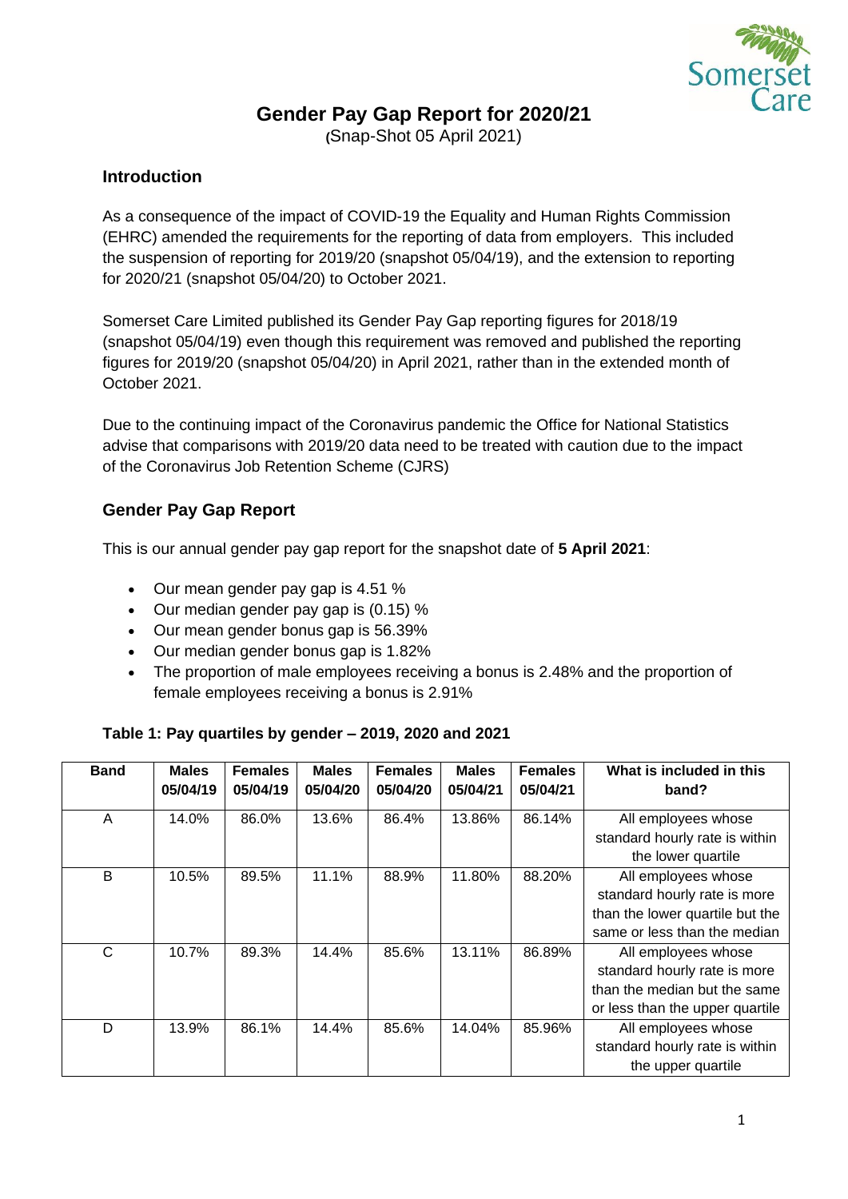# Gender Pay Gap Report for 2020/21

(Snap-Shot 05 April 2021)

## Introduction

As a consequence of the impact of COVID-19 the Equality and Human Rights Commission (EHRC) amended the requirements for the reporting of data from employers. This included the suspension of reporting for 2019/20 (snapshot 05/04/19), and the extension to reporting for 2020/21 (snapshot 05/04/20) to October 2021.

Somerset Care Limited published its Gender Pay Gap reporting figures for 2018/19 (snapshot 05/04/19) even though this requirement was removed and published the reporting figures for 2019/20 (snapshot 05/04/20) in April 2021, rather than in the extended month of October 2021.

Due to the continuing impact of the Coronavirus pandemic the Office for National Statistics advise that comparisons with 2019/20 data need to be treated with caution due to the impact of the Coronavirus Job Retention Scheme (CJRS)

## Gender Pay Gap Report

This is our annual gender pay gap report for the snapshot date of **5 April 2021**:

- Our mean gender pay gap is 4.51 %
- Our median gender pay gap is (0.15) %
- Our mean gender bonus gap is 56.39%
- Our median gender bonus gap is 1.82%
- The proportion of male employees receiving a bonus is 2.48% and the proportion of female employees receiving a bonus is 2.91%

**Table 1: Pay quartiles by gender – 2019, 2020 and 2021**

| Band | Males 05/04/19 | Females 05/04/19 | Males 05/04/20 | Females 05/04/20 | Males 05/04/21 | Females 05/04/21 | What is included in this band? |
|---|---|---|---|---|---|---|---|
| A | 14.0% | 86.0% | 13.6% | 86.4% | 13.86% | 86.14% | All employees whose standard hourly rate is within the lower quartile |
| B | 10.5% | 89.5% | 11.1% | 88.9% | 11.80% | 88.20% | All employees whose standard hourly rate is more than the lower quartile but the same or less than the median |
| C | 10.7% | 89.3% | 14.4% | 85.6% | 13.11% | 86.89% | All employees whose standard hourly rate is more than the median but the same or less than the upper quartile |
| D | 13.9% | 86.1% | 14.4% | 85.6% | 14.04% | 85.96% | All employees whose standard hourly rate is within the upper quartile |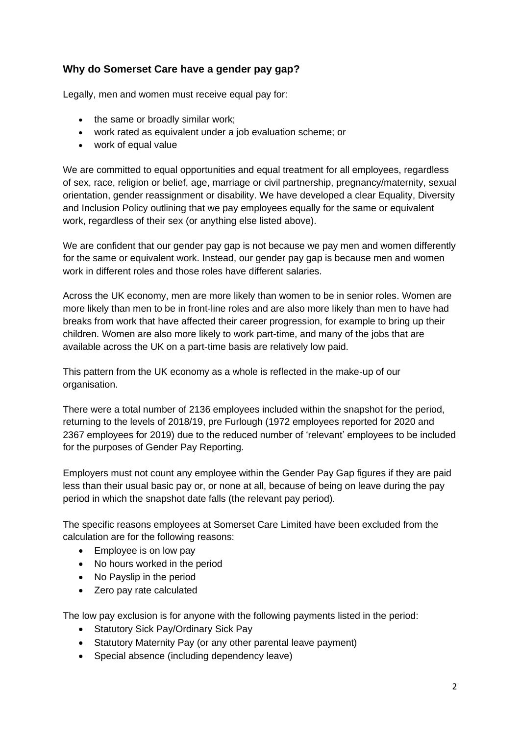### Why do Somerset Care have a gender pay gap?

Legally, men and women must receive equal pay for:

- the same or broadly similar work;
- work rated as equivalent under a job evaluation scheme; or
- work of equal value

We are committed to equal opportunities and equal treatment for all employees, regardless of sex, race, religion or belief, age, marriage or civil partnership, pregnancy/maternity, sexual orientation, gender reassignment or disability. We have developed a clear Equality, Diversity and Inclusion Policy outlining that we pay employees equally for the same or equivalent work, regardless of their sex (or anything else listed above).

We are confident that our gender pay gap is not because we pay men and women differently for the same or equivalent work. Instead, our gender pay gap is because men and women work in different roles and those roles have different salaries.

Across the UK economy, men are more likely than women to be in senior roles. Women are more likely than men to be in front-line roles and are also more likely than men to have had breaks from work that have affected their career progression, for example to bring up their children. Women are also more likely to work part-time, and many of the jobs that are available across the UK on a part-time basis are relatively low paid.

This pattern from the UK economy as a whole is reflected in the make-up of our organisation.

There were a total number of 2136 employees included within the snapshot for the period, returning to the levels of 2018/19, pre Furlough (1972 employees reported for 2020 and 2367 employees for 2019) due to the reduced number of 'relevant' employees to be included for the purposes of Gender Pay Reporting.

Employers must not count any employee within the Gender Pay Gap figures if they are paid less than their usual basic pay or, or none at all, because of being on leave during the pay period in which the snapshot date falls (the relevant pay period).

The specific reasons employees at Somerset Care Limited have been excluded from the calculation are for the following reasons:

- Employee is on low pay
- No hours worked in the period
- No Payslip in the period
- Zero pay rate calculated

The low pay exclusion is for anyone with the following payments listed in the period:

- Statutory Sick Pay/Ordinary Sick Pay
- Statutory Maternity Pay (or any other parental leave payment)
- Special absence (including dependency leave)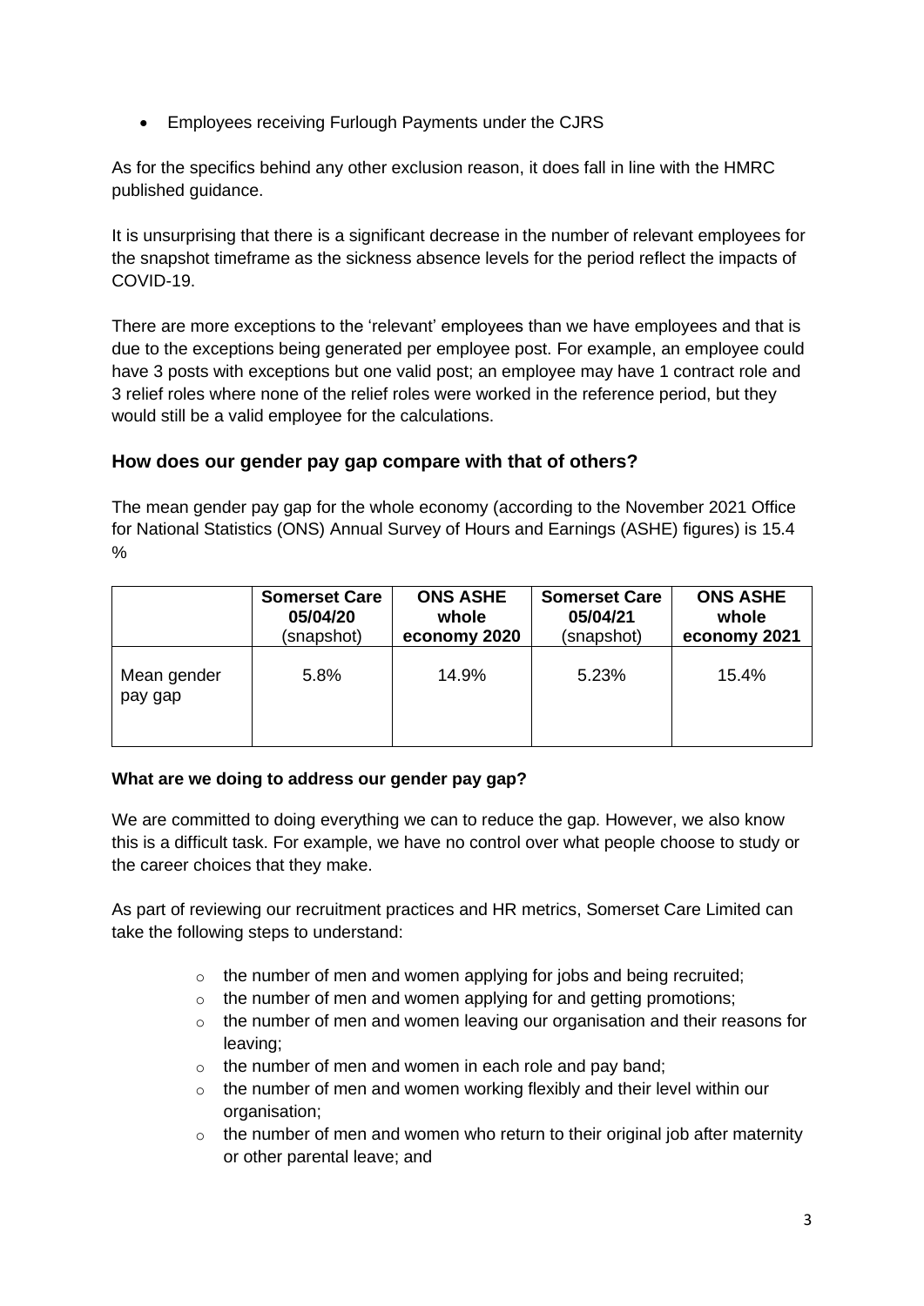- Employees receiving Furlough Payments under the CJRS

As for the specifics behind any other exclusion reason, it does fall in line with the HMRC published guidance.

It is unsurprising that there is a significant decrease in the number of relevant employees for the snapshot timeframe as the sickness absence levels for the period reflect the impacts of COVID-19.

There are more exceptions to the 'relevant' employees than we have employees and that is due to the exceptions being generated per employee post. For example, an employee could have 3 posts with exceptions but one valid post; an employee may have 1 contract role and 3 relief roles where none of the relief roles were worked in the reference period, but they would still be a valid employee for the calculations.

## How does our gender pay gap compare with that of others?

The mean gender pay gap for the whole economy (according to the November 2021 Office for National Statistics (ONS) Annual Survey of Hours and Earnings (ASHE) figures) is 15.4 %

| | Somerset Care 05/04/20 (snapshot) | ONS ASHE whole economy 2020 | Somerset Care 05/04/21 (snapshot) | ONS ASHE whole economy 2021 |
|---|---|---|---|---|
| Mean gender pay gap | 5.8% | 14.9% | 5.23% | 15.4% |

**What are we doing to address our gender pay gap?**

We are committed to doing everything we can to reduce the gap. However, we also know this is a difficult task. For example, we have no control over what people choose to study or the career choices that they make.

As part of reviewing our recruitment practices and HR metrics, Somerset Care Limited can take the following steps to understand:

- the number of men and women applying for jobs and being recruited;
- the number of men and women applying for and getting promotions;
- the number of men and women leaving our organisation and their reasons for leaving;
- the number of men and women in each role and pay band;
- the number of men and women working flexibly and their level within our organisation;
- the number of men and women who return to their original job after maternity or other parental leave; and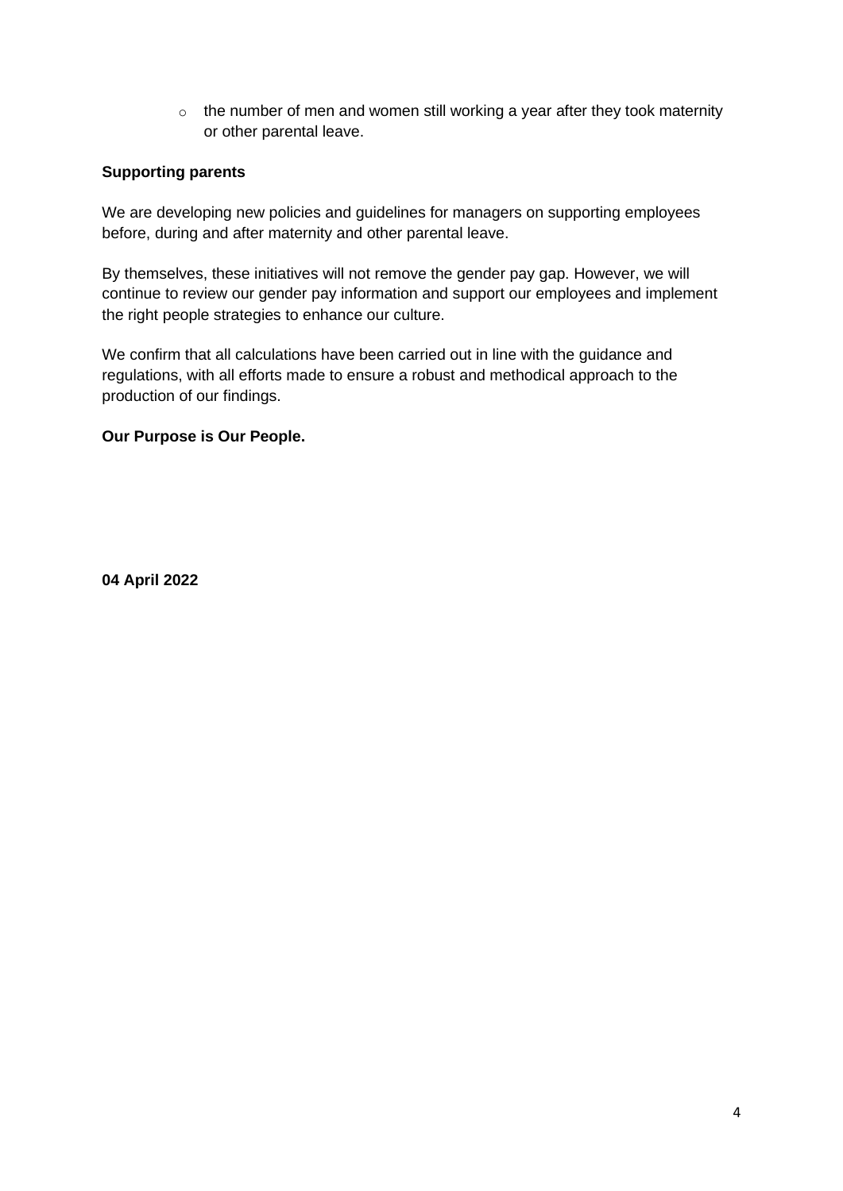- the number of men and women still working a year after they took maternity or other parental leave.

**Supporting parents**

We are developing new policies and guidelines for managers on supporting employees before, during and after maternity and other parental leave.

By themselves, these initiatives will not remove the gender pay gap. However, we will continue to review our gender pay information and support our employees and implement the right people strategies to enhance our culture.

We confirm that all calculations have been carried out in line with the guidance and regulations, with all efforts made to ensure a robust and methodical approach to the production of our findings.

**Our Purpose is Our People.**

**04 April 2022**